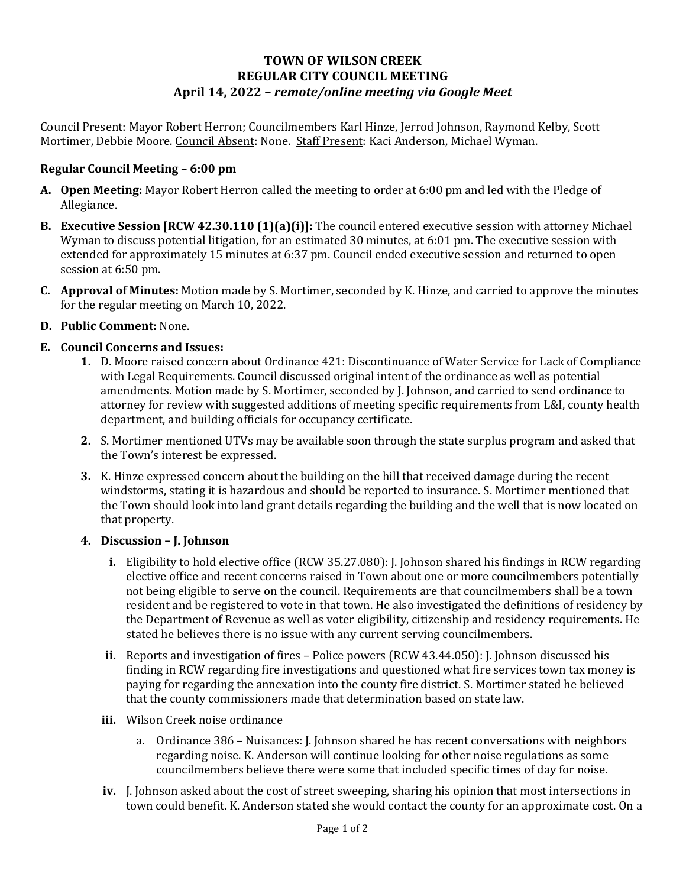**TOWN OF WILSON CREEK**
**REGULAR CITY COUNCIL MEETING**
**April 14, 2022 – *remote/online meeting via Google Meet***

Council Present: Mayor Robert Herron; Councilmembers Karl Hinze, Jerrod Johnson, Raymond Kelby, Scott Mortimer, Debbie Moore. Council Absent: None. Staff Present: Kaci Anderson, Michael Wyman.

**Regular Council Meeting – 6:00 pm**

**A. Open Meeting:** Mayor Robert Herron called the meeting to order at 6:00 pm and led with the Pledge of Allegiance.

**B. Executive Session [RCW 42.30.110 (1)(a)(i)]:** The council entered executive session with attorney Michael Wyman to discuss potential litigation, for an estimated 30 minutes, at 6:01 pm. The executive session with extended for approximately 15 minutes at 6:37 pm. Council ended executive session and returned to open session at 6:50 pm.

**C. Approval of Minutes:** Motion made by S. Mortimer, seconded by K. Hinze, and carried to approve the minutes for the regular meeting on March 10, 2022.

**D. Public Comment:** None.

**E. Council Concerns and Issues:**

1. D. Moore raised concern about Ordinance 421: Discontinuance of Water Service for Lack of Compliance with Legal Requirements. Council discussed original intent of the ordinance as well as potential amendments. Motion made by S. Mortimer, seconded by J. Johnson, and carried to send ordinance to attorney for review with suggested additions of meeting specific requirements from L&I, county health department, and building officials for occupancy certificate.

2. S. Mortimer mentioned UTVs may be available soon through the state surplus program and asked that the Town's interest be expressed.

3. K. Hinze expressed concern about the building on the hill that received damage during the recent windstorms, stating it is hazardous and should be reported to insurance. S. Mortimer mentioned that the Town should look into land grant details regarding the building and the well that is now located on that property.

4. **Discussion – J. Johnson**

   i. Eligibility to hold elective office (RCW 35.27.080): J. Johnson shared his findings in RCW regarding elective office and recent concerns raised in Town about one or more councilmembers potentially not being eligible to serve on the council. Requirements are that councilmembers shall be a town resident and be registered to vote in that town. He also investigated the definitions of residency by the Department of Revenue as well as voter eligibility, citizenship and residency requirements. He stated he believes there is no issue with any current serving councilmembers.

   ii. Reports and investigation of fires – Police powers (RCW 43.44.050): J. Johnson discussed his finding in RCW regarding fire investigations and questioned what fire services town tax money is paying for regarding the annexation into the county fire district. S. Mortimer stated he believed that the county commissioners made that determination based on state law.

   iii. Wilson Creek noise ordinance

      a. Ordinance 386 – Nuisances: J. Johnson shared he has recent conversations with neighbors regarding noise. K. Anderson will continue looking for other noise regulations as some councilmembers believe there were some that included specific times of day for noise.

   iv. J. Johnson asked about the cost of street sweeping, sharing his opinion that most intersections in town could benefit. K. Anderson stated she would contact the county for an approximate cost. On a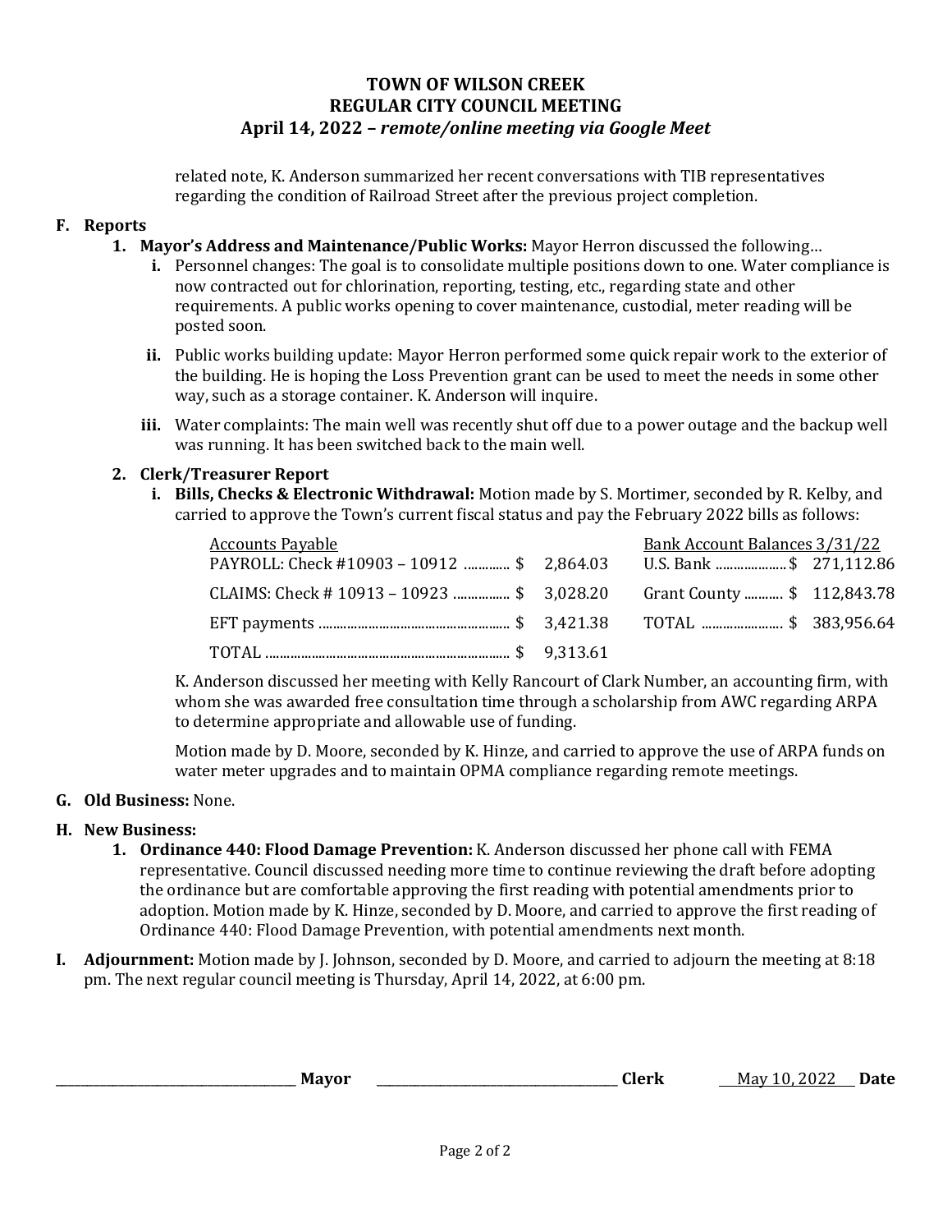# TOWN OF WILSON CREEK
## REGULAR CITY COUNCIL MEETING
### April 14, 2022 – *remote/online meeting via Google Meet*

related note, K. Anderson summarized her recent conversations with TIB representatives regarding the condition of Railroad Street after the previous project completion.

**F. Reports**

1. **Mayor's Address and Maintenance/Public Works:** Mayor Herron discussed the following…
   - **i.** Personnel changes: The goal is to consolidate multiple positions down to one. Water compliance is now contracted out for chlorination, reporting, testing, etc., regarding state and other requirements. A public works opening to cover maintenance, custodial, meter reading will be posted soon.
   - **ii.** Public works building update: Mayor Herron performed some quick repair work to the exterior of the building. He is hoping the Loss Prevention grant can be used to meet the needs in some other way, such as a storage container. K. Anderson will inquire.
   - **iii.** Water complaints: The main well was recently shut off due to a power outage and the backup well was running. It has been switched back to the main well.

2. **Clerk/Treasurer Report**
   - **i. Bills, Checks & Electronic Withdrawal:** Motion made by S. Mortimer, seconded by R. Kelby, and carried to approve the Town's current fiscal status and pay the February 2022 bills as follows:

| Accounts Payable | | Bank Account Balances 3/31/22 | |
|---|---|---|---|
| PAYROLL: Check #10903 – 10912 | $ 2,864.03 | U.S. Bank | $ 271,112.86 |
| CLAIMS: Check # 10913 – 10923 | $ 3,028.20 | Grant County | $ 112,843.78 |
| EFT payments | $ 3,421.38 | TOTAL | $ 383,956.64 |
| TOTAL | $ 9,313.61 | | |

K. Anderson discussed her meeting with Kelly Rancourt of Clark Number, an accounting firm, with whom she was awarded free consultation time through a scholarship from AWC regarding ARPA to determine appropriate and allowable use of funding.

Motion made by D. Moore, seconded by K. Hinze, and carried to approve the use of ARPA funds on water meter upgrades and to maintain OPMA compliance regarding remote meetings.

**G. Old Business:** None.

**H. New Business:**

1. **Ordinance 440: Flood Damage Prevention:** K. Anderson discussed her phone call with FEMA representative. Council discussed needing more time to continue reviewing the draft before adopting the ordinance but are comfortable approving the first reading with potential amendments prior to adoption. Motion made by K. Hinze, seconded by D. Moore, and carried to approve the first reading of Ordinance 440: Flood Damage Prevention, with potential amendments next month.

**I. Adjournment:** Motion made by J. Johnson, seconded by D. Moore, and carried to adjourn the meeting at 8:18 pm. The next regular council meeting is Thursday, April 14, 2022, at 6:00 pm.

\_\_\_\_\_\_\_\_\_\_\_\_\_\_\_\_\_\_\_\_\_\_\_\_\_\_\_\_\_\_ **Mayor** \_\_\_\_\_\_\_\_\_\_\_\_\_\_\_\_\_\_\_\_\_\_\_\_\_\_\_\_\_\_ **Clerk** May 10, 2022 **Date**